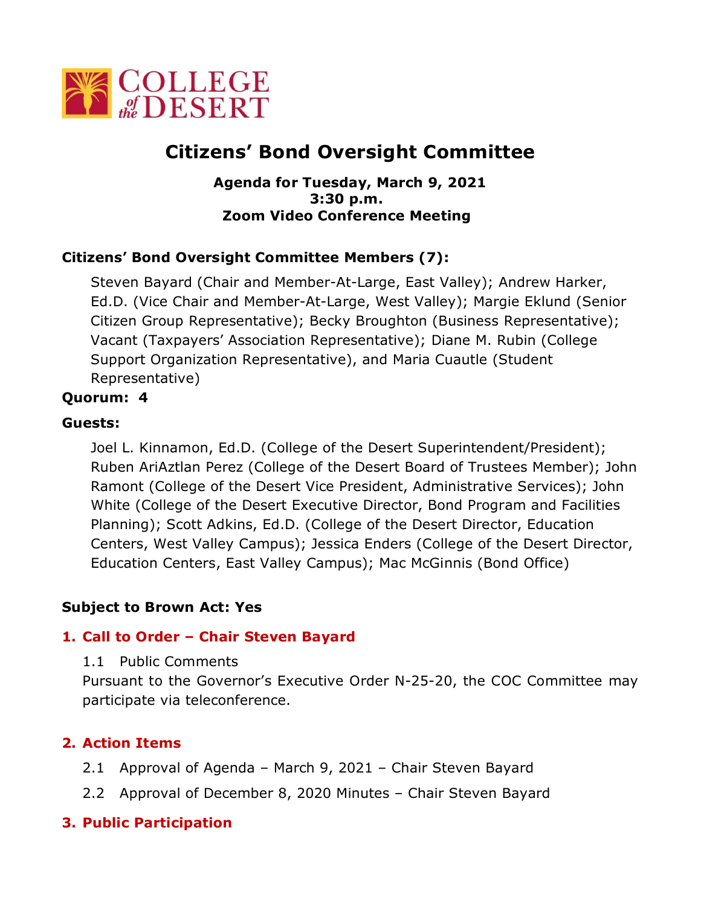# Citizens' Bond Oversight Committee

**Agenda for Tuesday, March 9, 2021**
**3:30 p.m.**
**Zoom Video Conference Meeting**

**Citizens' Bond Oversight Committee Members (7):**

Steven Bayard (Chair and Member-At-Large, East Valley); Andrew Harker, Ed.D. (Vice Chair and Member-At-Large, West Valley); Margie Eklund (Senior Citizen Group Representative); Becky Broughton (Business Representative); Vacant (Taxpayers' Association Representative); Diane M. Rubin (College Support Organization Representative), and Maria Cuautle (Student Representative)

**Quorum: 4**

**Guests:**

Joel L. Kinnamon, Ed.D. (College of the Desert Superintendent/President); Ruben AriAztlan Perez (College of the Desert Board of Trustees Member); John Ramont (College of the Desert Vice President, Administrative Services); John White (College of the Desert Executive Director, Bond Program and Facilities Planning); Scott Adkins, Ed.D. (College of the Desert Director, Education Centers, West Valley Campus); Jessica Enders (College of the Desert Director, Education Centers, East Valley Campus); Mac McGinnis (Bond Office)

**Subject to Brown Act: Yes**

## 1. Call to Order – Chair Steven Bayard

1.1 Public Comments

Pursuant to the Governor's Executive Order N-25-20, the COC Committee may participate via teleconference.

## 2. Action Items

2.1 Approval of Agenda – March 9, 2021 – Chair Steven Bayard

2.2 Approval of December 8, 2020 Minutes – Chair Steven Bayard

## 3. Public Participation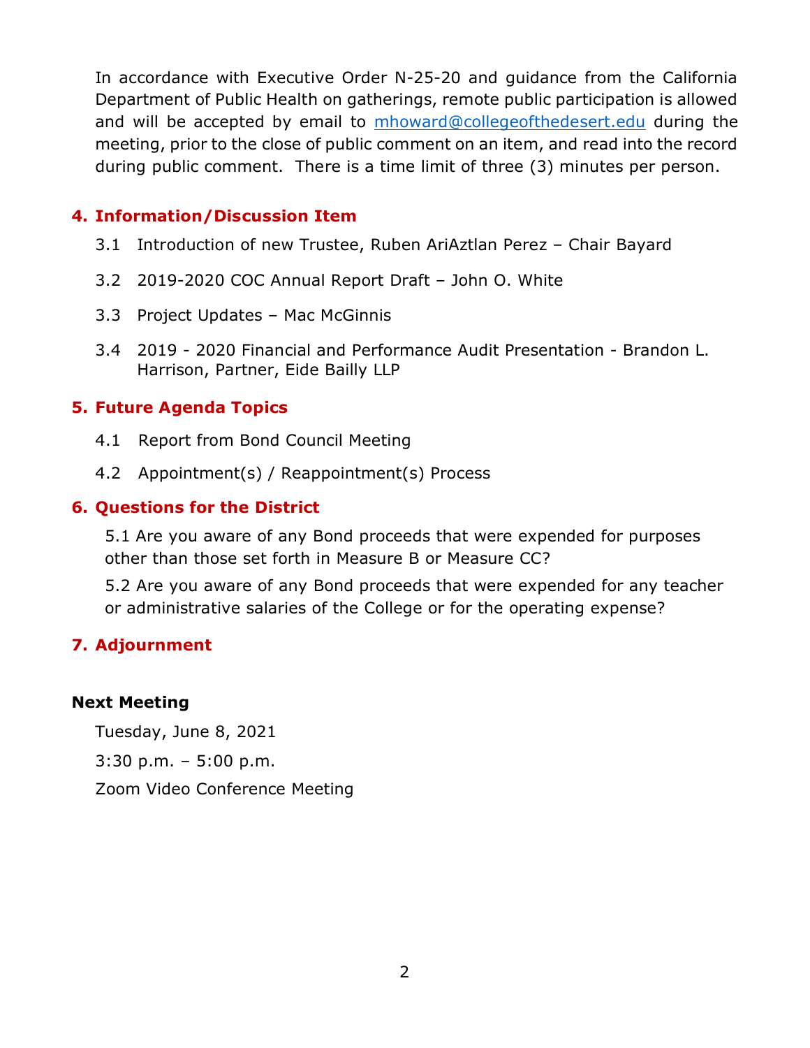In accordance with Executive Order N-25-20 and guidance from the California Department of Public Health on gatherings, remote public participation is allowed and will be accepted by email to mhoward@collegeofthedesert.edu during the meeting, prior to the close of public comment on an item, and read into the record during public comment. There is a time limit of three (3) minutes per person.

## 4. Information/Discussion Item

3.1 Introduction of new Trustee, Ruben AriAztlan Perez – Chair Bayard

3.2 2019-2020 COC Annual Report Draft – John O. White

3.3 Project Updates – Mac McGinnis

3.4 2019 - 2020 Financial and Performance Audit Presentation - Brandon L. Harrison, Partner, Eide Bailly LLP

## 5. Future Agenda Topics

4.1 Report from Bond Council Meeting

4.2 Appointment(s) / Reappointment(s) Process

## 6. Questions for the District

5.1 Are you aware of any Bond proceeds that were expended for purposes other than those set forth in Measure B or Measure CC?

5.2 Are you aware of any Bond proceeds that were expended for any teacher or administrative salaries of the College or for the operating expense?

## 7. Adjournment

**Next Meeting**

Tuesday, June 8, 2021

3:30 p.m. – 5:00 p.m.

Zoom Video Conference Meeting